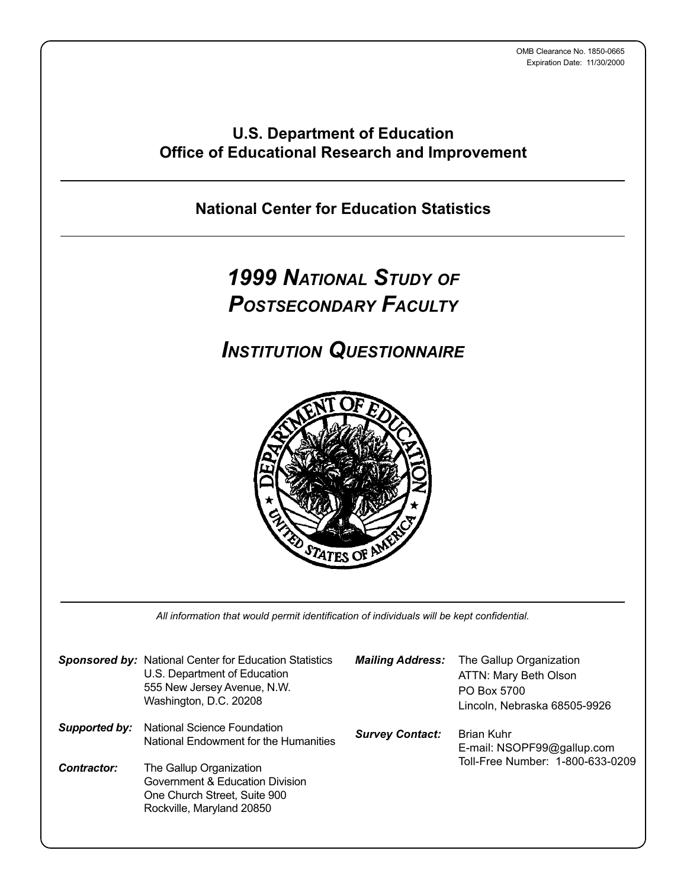OMB Clearance No. 1850-0665
Expiration Date: 11/30/2000

## U.S. Department of Education
## Office of Educational Research and Improvement

---

### National Center for Education Statistics

---

# *1999 National Study of Postsecondary Faculty*

# *Institution Questionnaire*

---

*All information that would permit identification of individuals will be kept confidential.*

***Sponsored by:*** National Center for Education Statistics
U.S. Department of Education
555 New Jersey Avenue, N.W.
Washington, D.C. 20208

***Supported by:*** National Science Foundation
National Endowment for the Humanities

***Contractor:*** The Gallup Organization
Government & Education Division
One Church Street, Suite 900
Rockville, Maryland 20850

***Mailing Address:*** The Gallup Organization
ATTN: Mary Beth Olson
PO Box 5700
Lincoln, Nebraska 68505-9926

***Survey Contact:*** Brian Kuhr
E-mail: NSOPF99@gallup.com
Toll-Free Number: 1-800-633-0209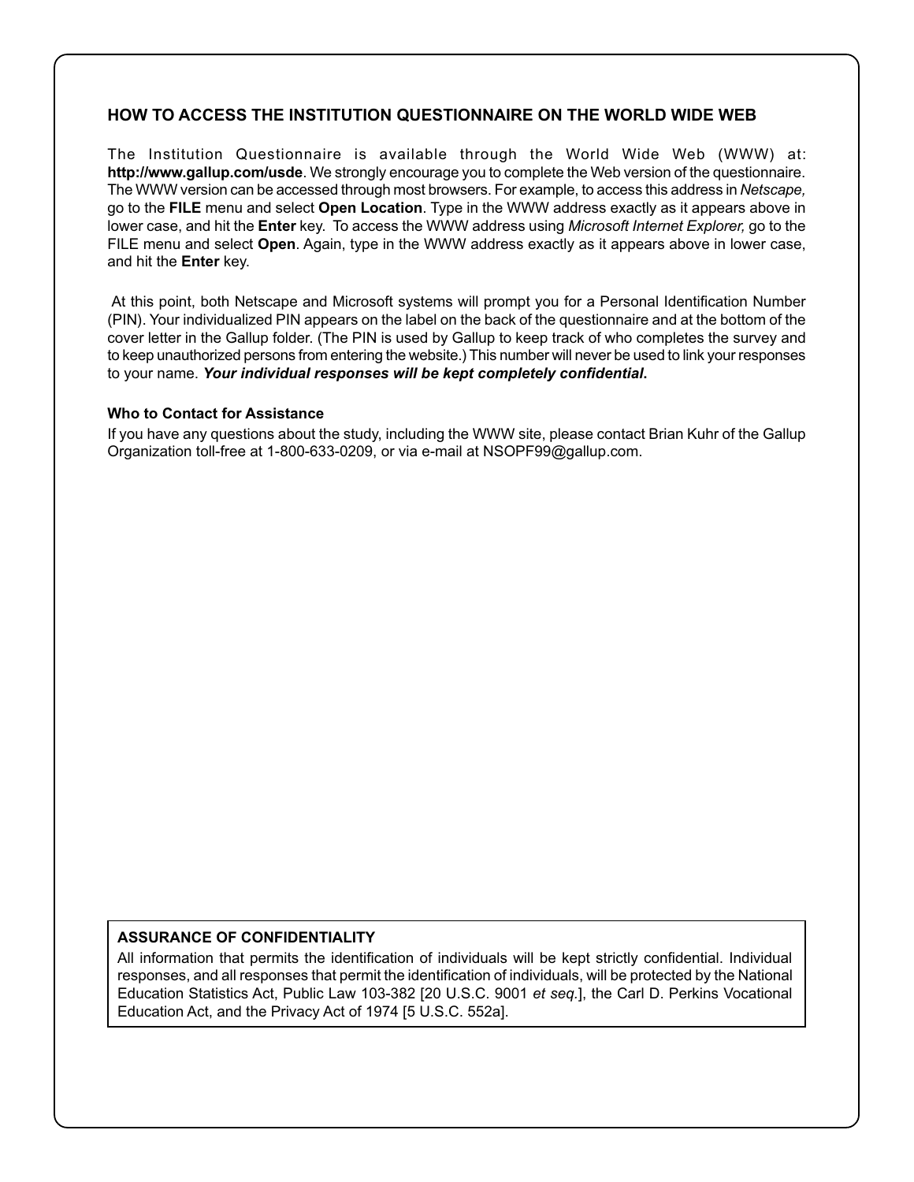## HOW TO ACCESS THE INSTITUTION QUESTIONNAIRE ON THE WORLD WIDE WEB

The Institution Questionnaire is available through the World Wide Web (WWW) at: **http://www.gallup.com/usde**. We strongly encourage you to complete the Web version of the questionnaire. The WWW version can be accessed through most browsers. For example, to access this address in *Netscape,* go to the **FILE** menu and select **Open Location**. Type in the WWW address exactly as it appears above in lower case, and hit the **Enter** key. To access the WWW address using *Microsoft Internet Explorer,* go to the FILE menu and select **Open**. Again, type in the WWW address exactly as it appears above in lower case, and hit the **Enter** key.

At this point, both Netscape and Microsoft systems will prompt you for a Personal Identification Number (PIN). Your individualized PIN appears on the label on the back of the questionnaire and at the bottom of the cover letter in the Gallup folder. (The PIN is used by Gallup to keep track of who completes the survey and to keep unauthorized persons from entering the website.) This number will never be used to link your responses to your name. ***Your individual responses will be kept completely confidential*.**

**Who to Contact for Assistance**

If you have any questions about the study, including the WWW site, please contact Brian Kuhr of the Gallup Organization toll-free at 1-800-633-0209, or via e-mail at NSOPF99@gallup.com.

**ASSURANCE OF CONFIDENTIALITY**

All information that permits the identification of individuals will be kept strictly confidential. Individual responses, and all responses that permit the identification of individuals, will be protected by the National Education Statistics Act, Public Law 103-382 [20 U.S.C. 9001 *et seq.*], the Carl D. Perkins Vocational Education Act, and the Privacy Act of 1974 [5 U.S.C. 552a].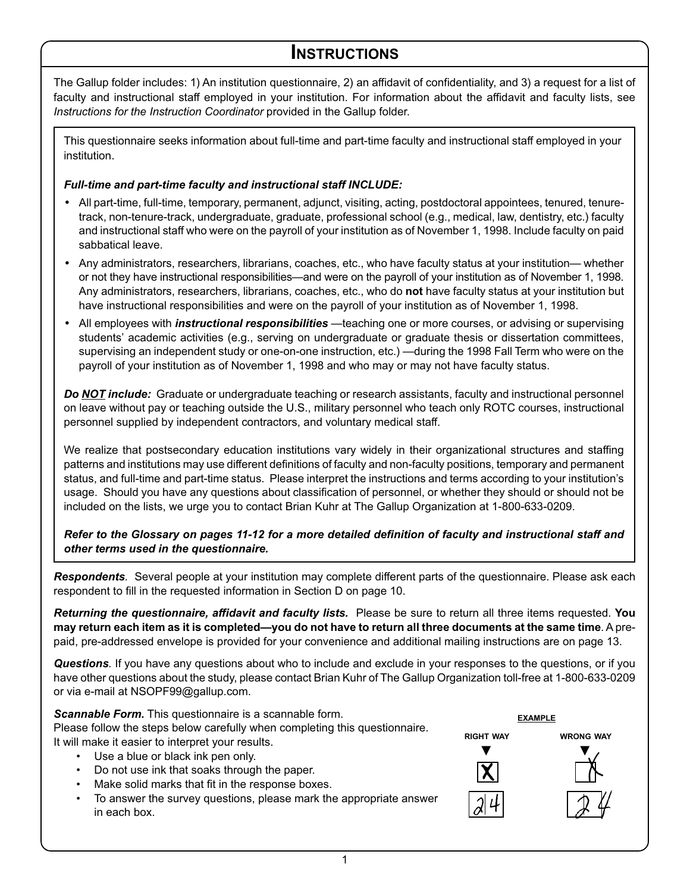# Instructions

The Gallup folder includes: 1) An institution questionnaire, 2) an affidavit of confidentiality, and 3) a request for a list of faculty and instructional staff employed in your institution. For information about the affidavit and faculty lists, see *Instructions for the Instruction Coordinator* provided in the Gallup folder.

This questionnaire seeks information about full-time and part-time faculty and instructional staff employed in your institution.

***Full-time and part-time faculty and instructional staff INCLUDE:***

- All part-time, full-time, temporary, permanent, adjunct, visiting, acting, postdoctoral appointees, tenured, tenure-track, non-tenure-track, undergraduate, graduate, professional school (e.g., medical, law, dentistry, etc.) faculty and instructional staff who were on the payroll of your institution as of November 1, 1998. Include faculty on paid sabbatical leave.
- Any administrators, researchers, librarians, coaches, etc., who have faculty status at your institution— whether or not they have instructional responsibilities—and were on the payroll of your institution as of November 1, 1998. Any administrators, researchers, librarians, coaches, etc., who do **not** have faculty status at your institution but have instructional responsibilities and were on the payroll of your institution as of November 1, 1998.
- All employees with ***instructional responsibilities*** —teaching one or more courses, or advising or supervising students' academic activities (e.g., serving on undergraduate or graduate thesis or dissertation committees, supervising an independent study or one-on-one instruction, etc.) —during the 1998 Fall Term who were on the payroll of your institution as of November 1, 1998 and who may or may not have faculty status.

***Do <u>NOT</u> include:*** Graduate or undergraduate teaching or research assistants, faculty and instructional personnel on leave without pay or teaching outside the U.S., military personnel who teach only ROTC courses, instructional personnel supplied by independent contractors, and voluntary medical staff.

We realize that postsecondary education institutions vary widely in their organizational structures and staffing patterns and institutions may use different definitions of faculty and non-faculty positions, temporary and permanent status, and full-time and part-time status. Please interpret the instructions and terms according to your institution's usage. Should you have any questions about classification of personnel, or whether they should or should not be included on the lists, we urge you to contact Brian Kuhr at The Gallup Organization at 1-800-633-0209.

***Refer to the Glossary on pages 11-12 for a more detailed definition of faculty and instructional staff and other terms used in the questionnaire.***

***Respondents.*** Several people at your institution may complete different parts of the questionnaire. Please ask each respondent to fill in the requested information in Section D on page 10.

***Returning the questionnaire, affidavit and faculty lists.*** Please be sure to return all three items requested. **You may return each item as it is completed—you do not have to return all three documents at the same time**. A pre-paid, pre-addressed envelope is provided for your convenience and additional mailing instructions are on page 13.

***Questions.*** If you have any questions about who to include and exclude in your responses to the questions, or if you have other questions about the study, please contact Brian Kuhr of The Gallup Organization toll-free at 1-800-633-0209 or via e-mail at NSOPF99@gallup.com.

***Scannable Form.*** This questionnaire is a scannable form. Please follow the steps below carefully when completing this questionnaire. It will make it easier to interpret your results.

- Use a blue or black ink pen only.
- Do not use ink that soaks through the paper.
- Make solid marks that fit in the response boxes.
- To answer the survey questions, please mark the appropriate answer in each box.

**EXAMPLE**

| RIGHT WAY | WRONG WAY |
|---|---|
| X | X |
| 24 | 24 |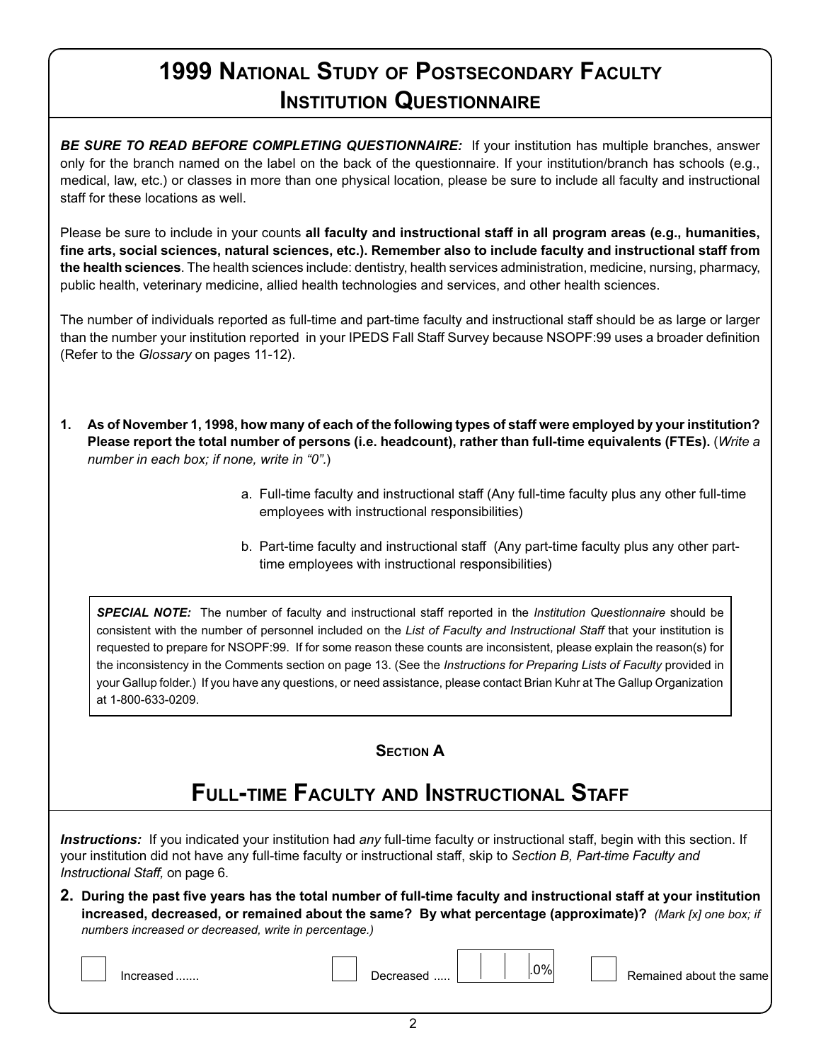# 1999 National Study of Postsecondary Faculty Institution Questionnaire

***BE SURE TO READ BEFORE COMPLETING QUESTIONNAIRE:*** If your institution has multiple branches, answer only for the branch named on the label on the back of the questionnaire. If your institution/branch has schools (e.g., medical, law, etc.) or classes in more than one physical location, please be sure to include all faculty and instructional staff for these locations as well.

Please be sure to include in your counts **all faculty and instructional staff in all program areas (e.g., humanities, fine arts, social sciences, natural sciences, etc.). Remember also to include faculty and instructional staff from the health sciences**. The health sciences include: dentistry, health services administration, medicine, nursing, pharmacy, public health, veterinary medicine, allied health technologies and services, and other health sciences.

The number of individuals reported as full-time and part-time faculty and instructional staff should be as large or larger than the number your institution reported in your IPEDS Fall Staff Survey because NSOPF:99 uses a broader definition (Refer to the *Glossary* on pages 11-12).

**1. As of November 1, 1998, how many of each of the following types of staff were employed by your institution? Please report the total number of persons (i.e. headcount), rather than full-time equivalents (FTEs).** (*Write a number in each box; if none, write in "0".*)

a. Full-time faculty and instructional staff (Any full-time faculty plus any other full-time employees with instructional responsibilities)

b. Part-time faculty and instructional staff (Any part-time faculty plus any other part-time employees with instructional responsibilities)

> ***SPECIAL NOTE:*** The number of faculty and instructional staff reported in the *Institution Questionnaire* should be consistent with the number of personnel included on the *List of Faculty and Instructional Staff* that your institution is requested to prepare for NSOPF:99. If for some reason these counts are inconsistent, please explain the reason(s) for the inconsistency in the Comments section on page 13. (See the *Instructions for Preparing Lists of Faculty* provided in your Gallup folder.) If you have any questions, or need assistance, please contact Brian Kuhr at The Gallup Organization at 1-800-633-0209.

## Section A

## Full-time Faculty and Instructional Staff

***Instructions:*** If you indicated your institution had *any* full-time faculty or instructional staff, begin with this section. If your institution did not have any full-time faculty or instructional staff, skip to *Section B, Part-time Faculty and Instructional Staff,* on page 6.

**2. During the past five years has the total number of full-time faculty and instructional staff at your institution increased, decreased, or remained about the same? By what percentage (approximate)?** *(Mark [x] one box; if numbers increased or decreased, write in percentage.)*

☐ Increased .......

☐ Decreased ..... \_\_\_ .0%

☐ Remained about the same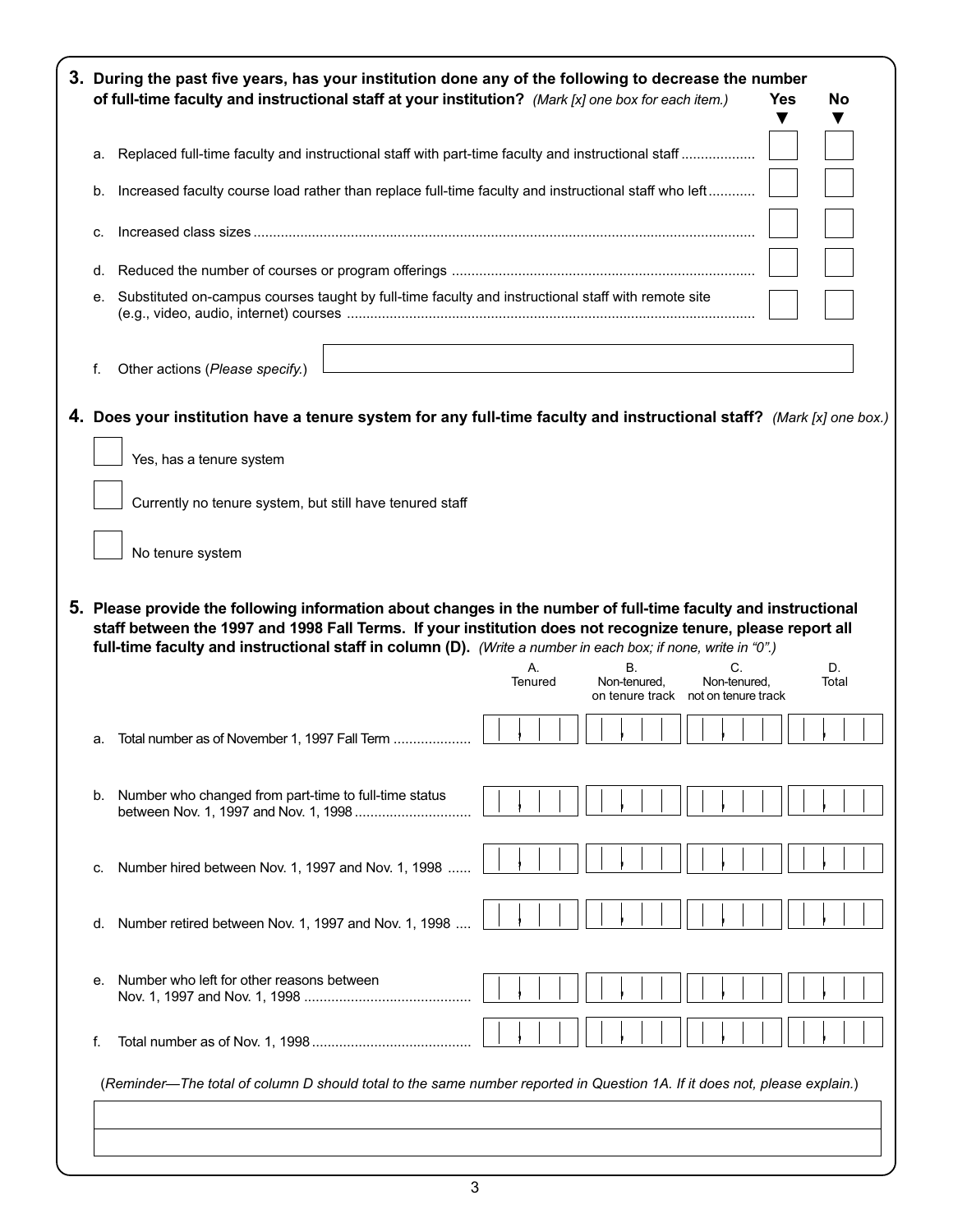**3. During the past five years, has your institution done any of the following to decrease the number of full-time faculty and instructional staff at your institution?** *(Mark [x] one box for each item.)*

| | | Yes | No |
|---|---|---|---|
| a. | Replaced full-time faculty and instructional staff with part-time faculty and instructional staff | ☐ | ☐ |
| b. | Increased faculty course load rather than replace full-time faculty and instructional staff who left | ☐ | ☐ |
| c. | Increased class sizes | ☐ | ☐ |
| d. | Reduced the number of courses or program offerings | ☐ | ☐ |
| e. | Substituted on-campus courses taught by full-time faculty and instructional staff with remote site (e.g., video, audio, internet) courses | ☐ | ☐ |
| f. | Other actions (*Please specify.*) ________________ | | |

**4. Does your institution have a tenure system for any full-time faculty and instructional staff?** *(Mark [x] one box.)*

☐ Yes, has a tenure system

☐ Currently no tenure system, but still have tenured staff

☐ No tenure system

**5. Please provide the following information about changes in the number of full-time faculty and instructional staff between the 1997 and 1998 Fall Terms. If your institution does not recognize tenure, please report all full-time faculty and instructional staff in column (D).** *(Write a number in each box; if none, write in "0".)*

| | | A. Tenured | B. Non-tenured, on tenure track | C. Non-tenured, not on tenure track | D. Total |
|---|---|---|---|---|---|
| a. | Total number as of November 1, 1997 Fall Term | | | | |
| b. | Number who changed from part-time to full-time status between Nov. 1, 1997 and Nov. 1, 1998 | | | | |
| c. | Number hired between Nov. 1, 1997 and Nov. 1, 1998 | | | | |
| d. | Number retired between Nov. 1, 1997 and Nov. 1, 1998 | | | | |
| e. | Number who left for other reasons between Nov. 1, 1997 and Nov. 1, 1998 | | | | |
| f. | Total number as of Nov. 1, 1998 | | | | |

(*Reminder—The total of column D should total to the same number reported in Question 1A. If it does not, please explain.*)

________________

________________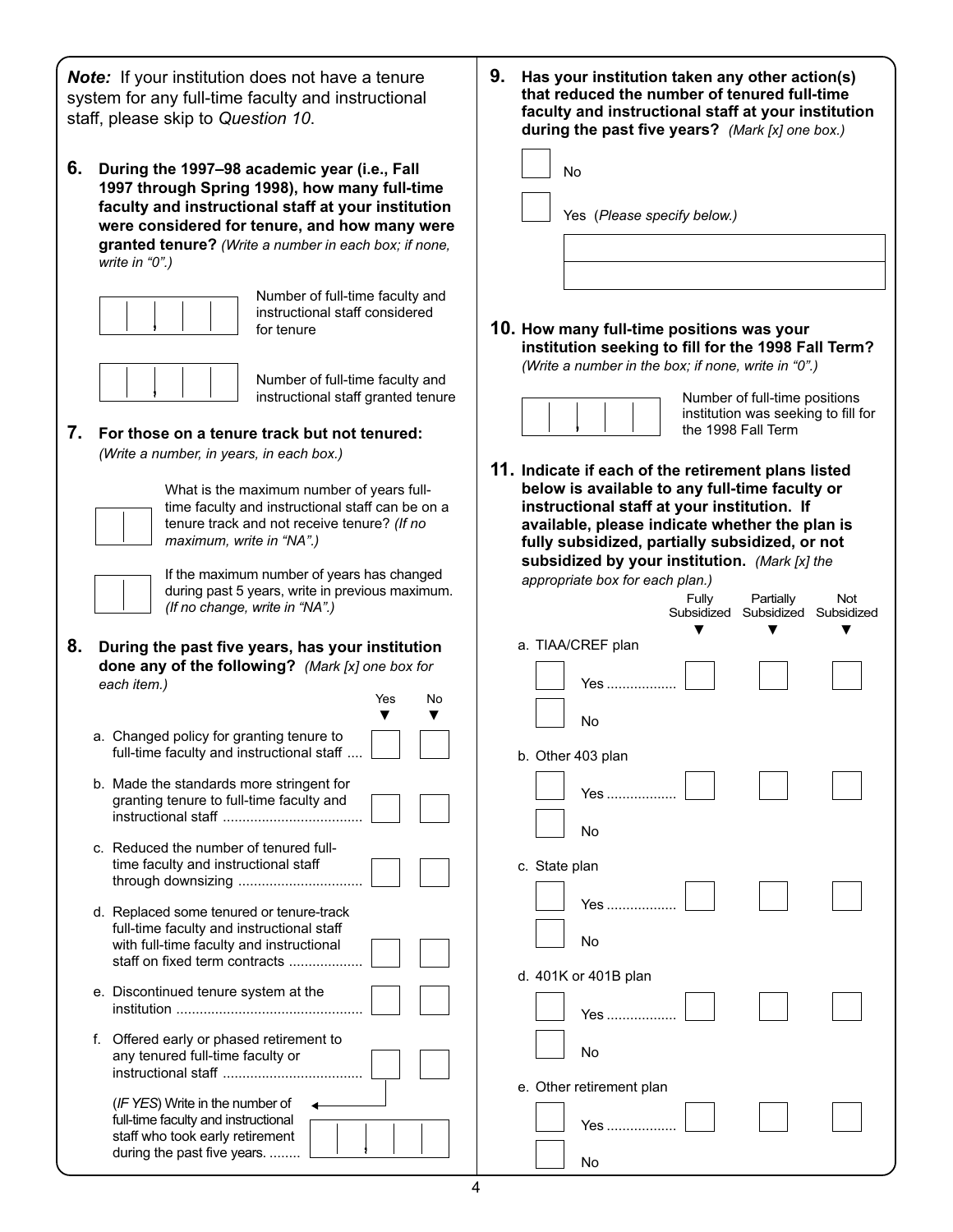***Note:*** If your institution does not have a tenure system for any full-time faculty and instructional staff, please skip to *Question 10*.

**6. During the 1997–98 academic year (i.e., Fall 1997 through Spring 1998), how many full-time faculty and instructional staff at your institution were considered for tenure, and how many were granted tenure?** *(Write a number in each box; if none, write in "0".)*

[ , ] Number of full-time faculty and instructional staff considered for tenure

[ , ] Number of full-time faculty and instructional staff granted tenure

**7. For those on a tenure track but not tenured:** *(Write a number, in years, in each box.)*

[ ] What is the maximum number of years full-time faculty and instructional staff can be on a tenure track and not receive tenure? *(If no maximum, write in "NA".)*

[ ] If the maximum number of years has changed during past 5 years, write in previous maximum. *(If no change, write in "NA".)*

**8. During the past five years, has your institution done any of the following?** *(Mark [x] one box for each item.)*

| | Yes | No |
|---|---|---|
| a. Changed policy for granting tenure to full-time faculty and instructional staff .... | [ ] | [ ] |
| b. Made the standards more stringent for granting tenure to full-time faculty and instructional staff .................................... | [ ] | [ ] |
| c. Reduced the number of tenured full-time faculty and instructional staff through downsizing ................................ | [ ] | [ ] |
| d. Replaced some tenured or tenure-track full-time faculty and instructional staff with full-time faculty and instructional staff on fixed term contracts ................... | [ ] | [ ] |
| e. Discontinued tenure system at the institution ................................................ | [ ] | [ ] |
| f. Offered early or phased retirement to any tenured full-time faculty or instructional staff .................................... | [ ] | [ ] |

(*IF YES*) Write in the number of full-time faculty and instructional staff who took early retirement during the past five years. ........ [ , ]

**9. Has your institution taken any other action(s) that reduced the number of tenured full-time faculty and instructional staff at your institution during the past five years?** *(Mark [x] one box.)*

[ ] No

[ ] Yes (*Please specify below.*)

______________________________

______________________________

**10. How many full-time positions was your institution seeking to fill for the 1998 Fall Term?** *(Write a number in the box; if none, write in "0".)*

[ , ] Number of full-time positions institution was seeking to fill for the 1998 Fall Term

**11. Indicate if each of the retirement plans listed below is available to any full-time faculty or instructional staff at your institution. If available, please indicate whether the plan is fully subsidized, partially subsidized, or not subsidized by your institution.** *(Mark [x] the appropriate box for each plan.)*

| | Fully Subsidized | Partially Subsidized | Not Subsidized |
|---|---|---|---|
| **a. TIAA/CREF plan** | | | |
| [ ] Yes .................. | [ ] | [ ] | [ ] |
| [ ] No | | | |
| **b. Other 403 plan** | | | |
| [ ] Yes .................. | [ ] | [ ] | [ ] |
| [ ] No | | | |
| **c. State plan** | | | |
| [ ] Yes .................. | [ ] | [ ] | [ ] |
| [ ] No | | | |
| **d. 401K or 401B plan** | | | |
| [ ] Yes .................. | [ ] | [ ] | [ ] |
| [ ] No | | | |
| **e. Other retirement plan** | | | |
| [ ] Yes .................. | [ ] | [ ] | [ ] |
| [ ] No | | | |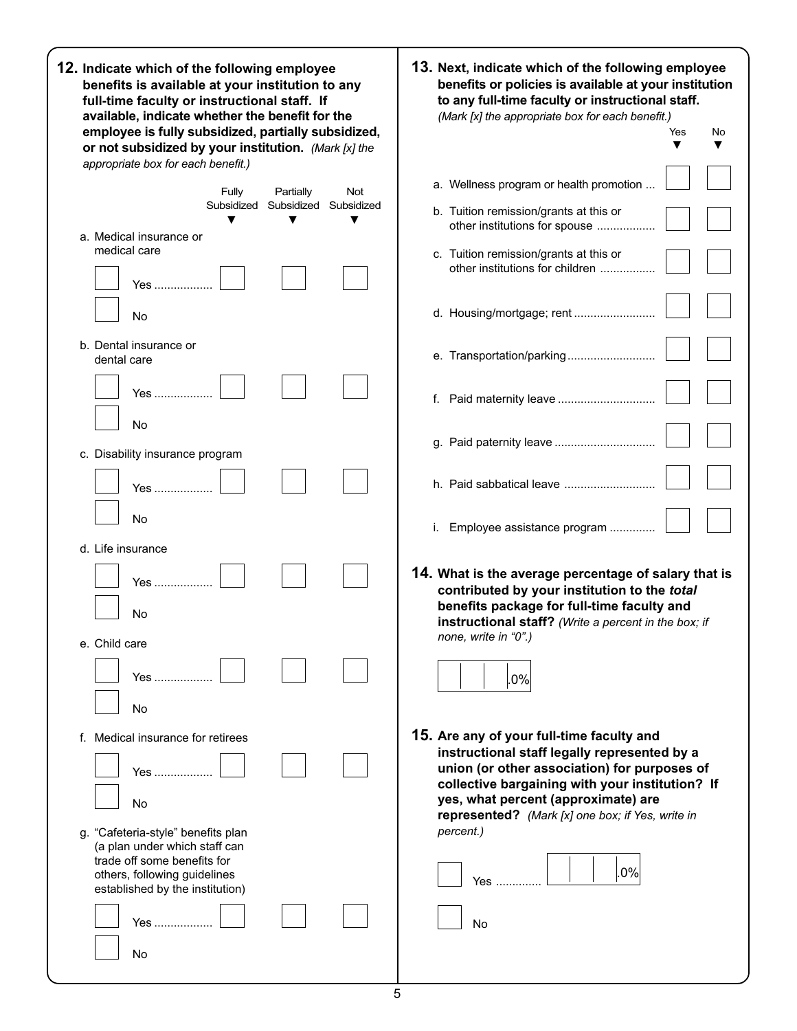**12. Indicate which of the following employee benefits is available at your institution to any full-time faculty or instructional staff. If available, indicate whether the benefit for the employee is fully subsidized, partially subsidized, or not subsidized by your institution.** *(Mark [x] the appropriate box for each benefit.)*

| | | Fully Subsidized | Partially Subsidized | Not Subsidized |
|---|---|---|---|---|
| a. Medical insurance or medical care | [ ] Yes | [ ] | [ ] | [ ] |
| | [ ] No | | | |
| b. Dental insurance or dental care | [ ] Yes | [ ] | [ ] | [ ] |
| | [ ] No | | | |
| c. Disability insurance program | [ ] Yes | [ ] | [ ] | [ ] |
| | [ ] No | | | |
| d. Life insurance | [ ] Yes | [ ] | [ ] | [ ] |
| | [ ] No | | | |
| e. Child care | [ ] Yes | [ ] | [ ] | [ ] |
| | [ ] No | | | |
| f. Medical insurance for retirees | [ ] Yes | [ ] | [ ] | [ ] |
| | [ ] No | | | |
| g. "Cafeteria-style" benefits plan (a plan under which staff can trade off some benefits for others, following guidelines established by the institution) | [ ] Yes | [ ] | [ ] | [ ] |
| | [ ] No | | | |

**13. Next, indicate which of the following employee benefits or policies is available at your institution to any full-time faculty or instructional staff.**
*(Mark [x] the appropriate box for each benefit.)*

| | Yes | No |
|---|---|---|
| a. Wellness program or health promotion | [ ] | [ ] |
| b. Tuition remission/grants at this or other institutions for spouse | [ ] | [ ] |
| c. Tuition remission/grants at this or other institutions for children | [ ] | [ ] |
| d. Housing/mortgage; rent | [ ] | [ ] |
| e. Transportation/parking | [ ] | [ ] |
| f. Paid maternity leave | [ ] | [ ] |
| g. Paid paternity leave | [ ] | [ ] |
| h. Paid sabbatical leave | [ ] | [ ] |
| i. Employee assistance program | [ ] | [ ] |

**14. What is the average percentage of salary that is contributed by your institution to the *total* benefits package for full-time faculty and instructional staff?** *(Write a percent in the box; if none, write in "0".)*

[ | | ].0%

**15. Are any of your full-time faculty and instructional staff legally represented by a union (or other association) for purposes of collective bargaining with your institution? If yes, what percent (approximate) are represented?** *(Mark [x] one box; if Yes, write in percent.)*

[ ] Yes ............. [ | | ].0%

[ ] No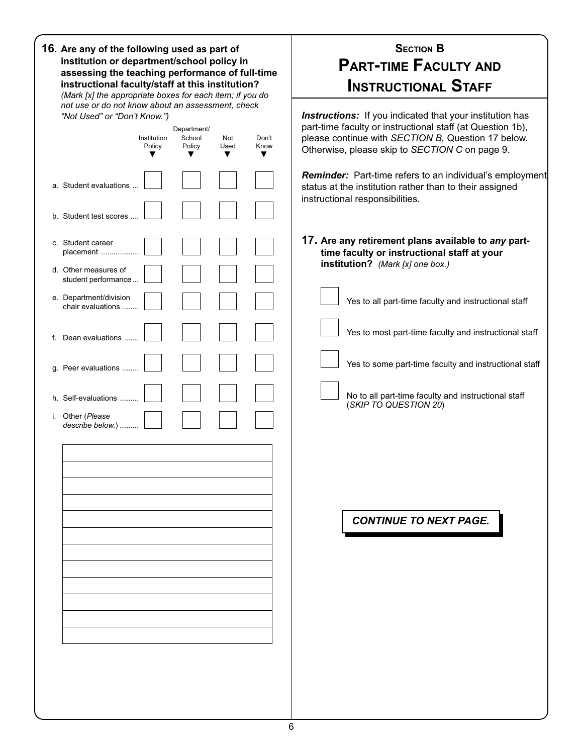**16. Are any of the following used as part of institution or department/school policy in assessing the teaching performance of full-time instructional faculty/staff at this institution?** *(Mark [x] the appropriate boxes for each item; if you do not use or do not know about an assessment, check "Not Used" or "Don't Know.")*

| | Institution Policy | Department/ School Policy | Not Used | Don't Know |
|---|---|---|---|---|
| a. Student evaluations ... | ☐ | ☐ | ☐ | ☐ |
| b. Student test scores .... | ☐ | ☐ | ☐ | ☐ |
| c. Student career placement .................. | ☐ | ☐ | ☐ | ☐ |
| d. Other measures of student performance ... | ☐ | ☐ | ☐ | ☐ |
| e. Department/division chair evaluations ........ | ☐ | ☐ | ☐ | ☐ |
| f. Dean evaluations ....... | ☐ | ☐ | ☐ | ☐ |
| g. Peer evaluations ........ | ☐ | ☐ | ☐ | ☐ |
| h. Self-evaluations ......... | ☐ | ☐ | ☐ | ☐ |
| i. Other (*Please describe below.*) ......... | ☐ | ☐ | ☐ | ☐ |

# Section B
# Part-time Faculty and Instructional Staff

***Instructions:*** If you indicated that your institution has part-time faculty or instructional staff (at Question 1b), please continue with *SECTION B,* Question 17 below. Otherwise, please skip to *SECTION C* on page 9.

***Reminder:*** Part-time refers to an individual's employment status at the institution rather than to their assigned instructional responsibilities.

**17. Are any retirement plans available to *any* part-time faculty or instructional staff at your institution?** *(Mark [x] one box.)*

- ☐ Yes to all part-time faculty and instructional staff
- ☐ Yes to most part-time faculty and instructional staff
- ☐ Yes to some part-time faculty and instructional staff
- ☐ No to all part-time faculty and instructional staff (*SKIP TO QUESTION 20*)

***CONTINUE TO NEXT PAGE.***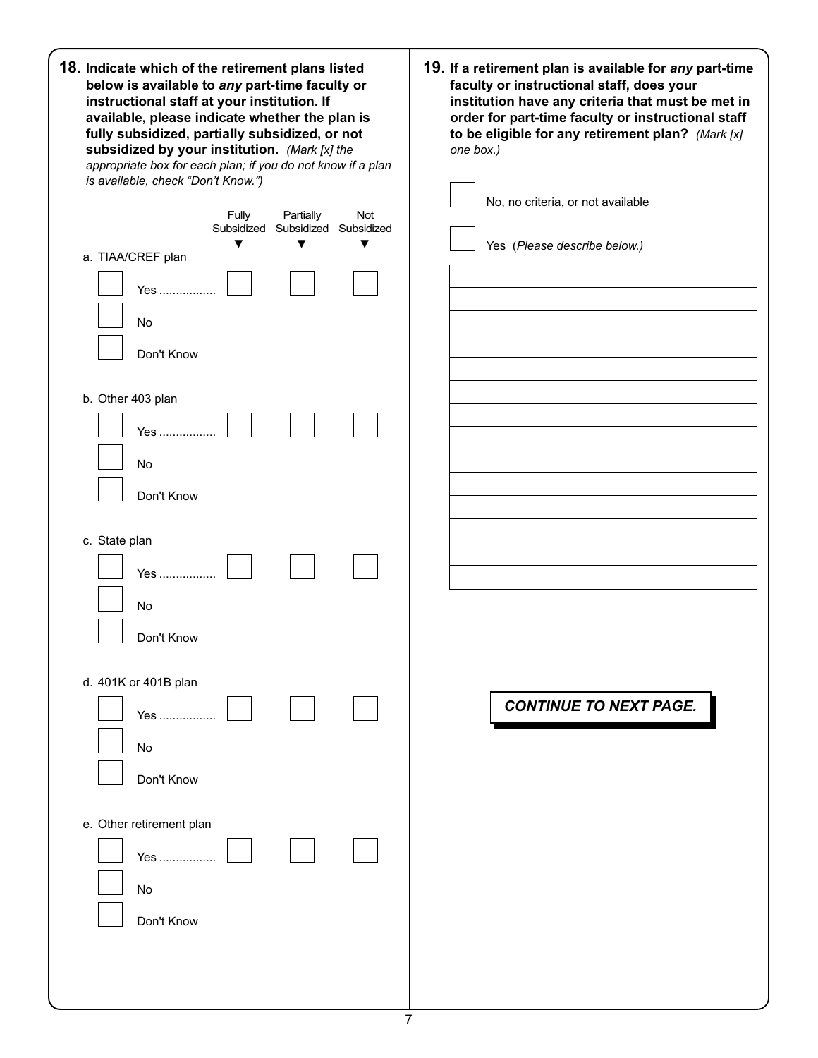**18. Indicate which of the retirement plans listed below is available to *any* part-time faculty or instructional staff at your institution. If available, please indicate whether the plan is fully subsidized, partially subsidized, or not subsidized by your institution.** *(Mark [x] the appropriate box for each plan; if you do not know if a plan is available, check "Don't Know.")*

| | Fully Subsidized | Partially Subsidized | Not Subsidized |
|---|---|---|---|
| **a. TIAA/CREF plan** | | | |
| ☐ Yes ................. | ☐ | ☐ | ☐ |
| ☐ No | | | |
| ☐ Don't Know | | | |
| **b. Other 403 plan** | | | |
| ☐ Yes ................. | ☐ | ☐ | ☐ |
| ☐ No | | | |
| ☐ Don't Know | | | |
| **c. State plan** | | | |
| ☐ Yes ................. | ☐ | ☐ | ☐ |
| ☐ No | | | |
| ☐ Don't Know | | | |
| **d. 401K or 401B plan** | | | |
| ☐ Yes ................. | ☐ | ☐ | ☐ |
| ☐ No | | | |
| ☐ Don't Know | | | |
| **e. Other retirement plan** | | | |
| ☐ Yes ................. | ☐ | ☐ | ☐ |
| ☐ No | | | |
| ☐ Don't Know | | | |

**19. If a retirement plan is available for *any* part-time faculty or instructional staff, does your institution have any criteria that must be met in order for part-time faculty or instructional staff to be eligible for any retirement plan?** *(Mark [x] one box.)*

☐ No, no criteria, or not available

☐ Yes (*Please describe below.*)

______________________________________________

______________________________________________

______________________________________________

______________________________________________

______________________________________________

______________________________________________

______________________________________________

______________________________________________

______________________________________________

______________________________________________

______________________________________________

______________________________________________

______________________________________________

______________________________________________

***CONTINUE TO NEXT PAGE.***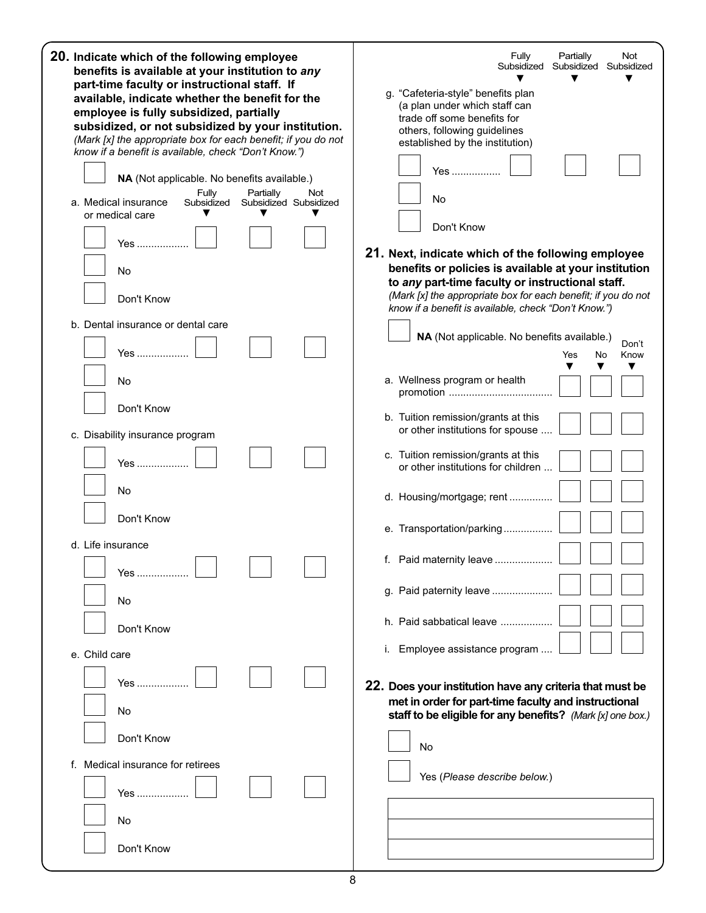**20. Indicate which of the following employee benefits is available at your institution to *any* part-time faculty or instructional staff. If available, indicate whether the benefit for the employee is fully subsidized, partially subsidized, or not subsidized by your institution.** *(Mark [x] the appropriate box for each benefit; if you do not know if a benefit is available, check "Don't Know.")*

☐ **NA** (Not applicable. No benefits available.)

| | | Fully Subsidized | Partially Subsidized | Not Subsidized |
|---|---|---|---|---|
| a. Medical insurance or medical care | ☐ Yes | ☐ | ☐ | ☐ |
| | ☐ No | | | |
| | ☐ Don't Know | | | |
| b. Dental insurance or dental care | ☐ Yes | ☐ | ☐ | ☐ |
| | ☐ No | | | |
| | ☐ Don't Know | | | |
| c. Disability insurance program | ☐ Yes | ☐ | ☐ | ☐ |
| | ☐ No | | | |
| | ☐ Don't Know | | | |
| d. Life insurance | ☐ Yes | ☐ | ☐ | ☐ |
| | ☐ No | | | |
| | ☐ Don't Know | | | |
| e. Child care | ☐ Yes | ☐ | ☐ | ☐ |
| | ☐ No | | | |
| | ☐ Don't Know | | | |
| f. Medical insurance for retirees | ☐ Yes | ☐ | ☐ | ☐ |
| | ☐ No | | | |
| | ☐ Don't Know | | | |
| g. "Cafeteria-style" benefits plan (a plan under which staff can trade off some benefits for others, following guidelines established by the institution) | ☐ Yes | ☐ | ☐ | ☐ |
| | ☐ No | | | |
| | ☐ Don't Know | | | |

**21. Next, indicate which of the following employee benefits or policies is available at your institution to *any* part-time faculty or instructional staff.** *(Mark [x] the appropriate box for each benefit; if you do not know if a benefit is available, check "Don't Know.")*

☐ **NA** (Not applicable. No benefits available.)

| | Yes | No | Don't Know |
|---|---|---|---|
| a. Wellness program or health promotion | ☐ | ☐ | ☐ |
| b. Tuition remission/grants at this or other institutions for spouse | ☐ | ☐ | ☐ |
| c. Tuition remission/grants at this or other institutions for children | ☐ | ☐ | ☐ |
| d. Housing/mortgage; rent | ☐ | ☐ | ☐ |
| e. Transportation/parking | ☐ | ☐ | ☐ |
| f. Paid maternity leave | ☐ | ☐ | ☐ |
| g. Paid paternity leave | ☐ | ☐ | ☐ |
| h. Paid sabbatical leave | ☐ | ☐ | ☐ |
| i. Employee assistance program | ☐ | ☐ | ☐ |

**22. Does your institution have any criteria that must be met in order for part-time faculty and instructional staff to be eligible for any benefits?** *(Mark [x] one box.)*

☐ No

☐ Yes (*Please describe below.*)

______________________________

______________________________

______________________________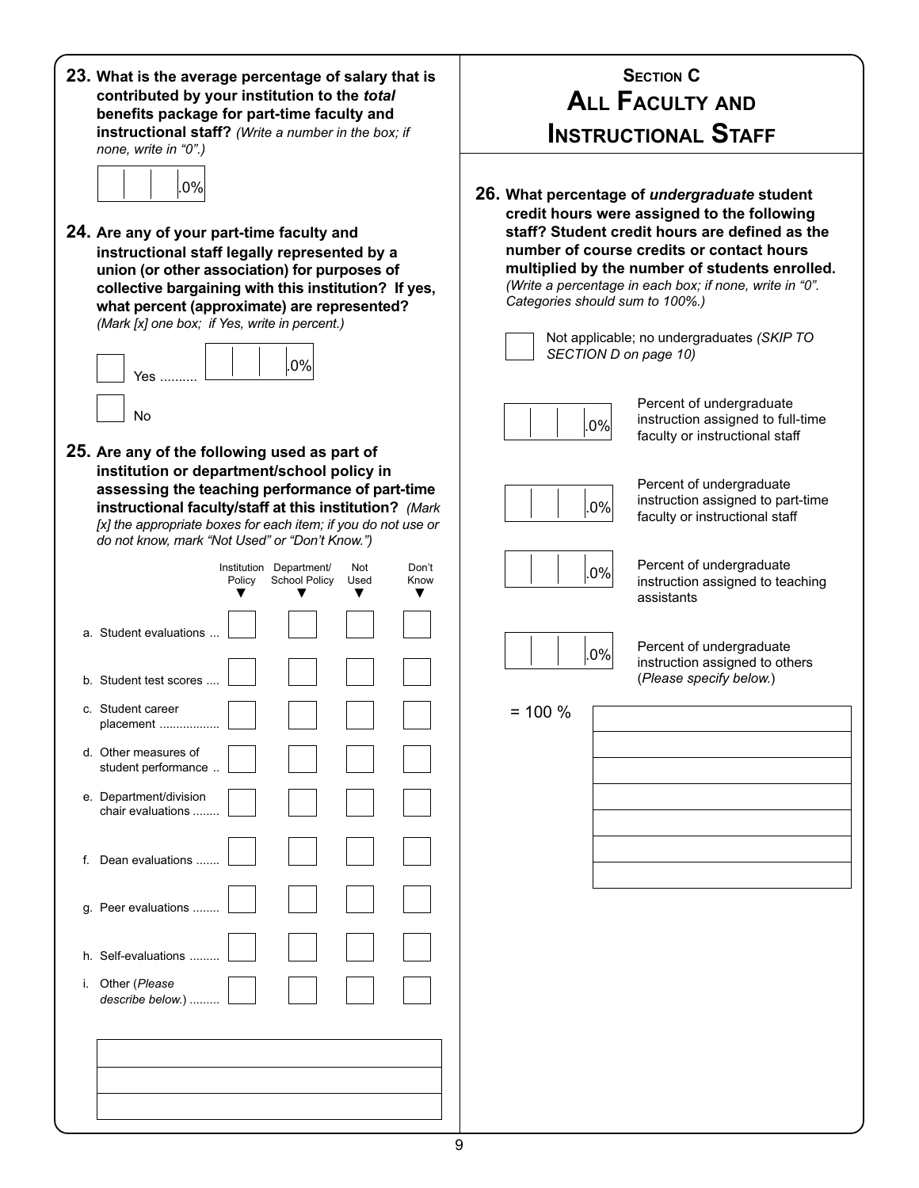**23. What is the average percentage of salary that is contributed by your institution to the *total* benefits package for part-time faculty and instructional staff?** *(Write a number in the box; if none, write in "0".)*

[ | | ].0%

**24. Are any of your part-time faculty and instructional staff legally represented by a union (or other association) for purposes of collective bargaining with this institution? If yes, what percent (approximate) are represented?** *(Mark [x] one box; if Yes, write in percent.)*

- [ ] Yes .......... [ | | ].0%
- [ ] No

**25. Are any of the following used as part of institution or department/school policy in assessing the teaching performance of part-time instructional faculty/staff at this institution?** *(Mark [x] the appropriate boxes for each item; if you do not use or do not know, mark "Not Used" or "Don't Know.")*

| | Institution Policy | Department/ School Policy | Not Used | Don't Know |
|---|---|---|---|---|
| a. Student evaluations ... | [ ] | [ ] | [ ] | [ ] |
| b. Student test scores .... | [ ] | [ ] | [ ] | [ ] |
| c. Student career placement .................. | [ ] | [ ] | [ ] | [ ] |
| d. Other measures of student performance .. | [ ] | [ ] | [ ] | [ ] |
| e. Department/division chair evaluations ........ | [ ] | [ ] | [ ] | [ ] |
| f. Dean evaluations ....... | [ ] | [ ] | [ ] | [ ] |
| g. Peer evaluations ........ | [ ] | [ ] | [ ] | [ ] |
| h. Self-evaluations ......... | [ ] | [ ] | [ ] | [ ] |
| i. Other (*Please describe below.*) ......... | [ ] | [ ] | [ ] | [ ] |

______________________________

______________________________

______________________________

# Section C
# All Faculty and Instructional Staff

**26. What percentage of *undergraduate* student credit hours were assigned to the following staff? Student credit hours are defined as the number of course credits or contact hours multiplied by the number of students enrolled.** *(Write a percentage in each box; if none, write in "0". Categories should sum to 100%.)*

[ ] Not applicable; no undergraduates *(SKIP TO SECTION D on page 10)*

[ | | ].0% Percent of undergraduate instruction assigned to full-time faculty or instructional staff

[ | | ].0% Percent of undergraduate instruction assigned to part-time faculty or instructional staff

[ | | ].0% Percent of undergraduate instruction assigned to teaching assistants

[ | | ].0% Percent of undergraduate instruction assigned to others (*Please specify below.*)

= 100 %

______________________________

______________________________

______________________________

______________________________

______________________________

______________________________

______________________________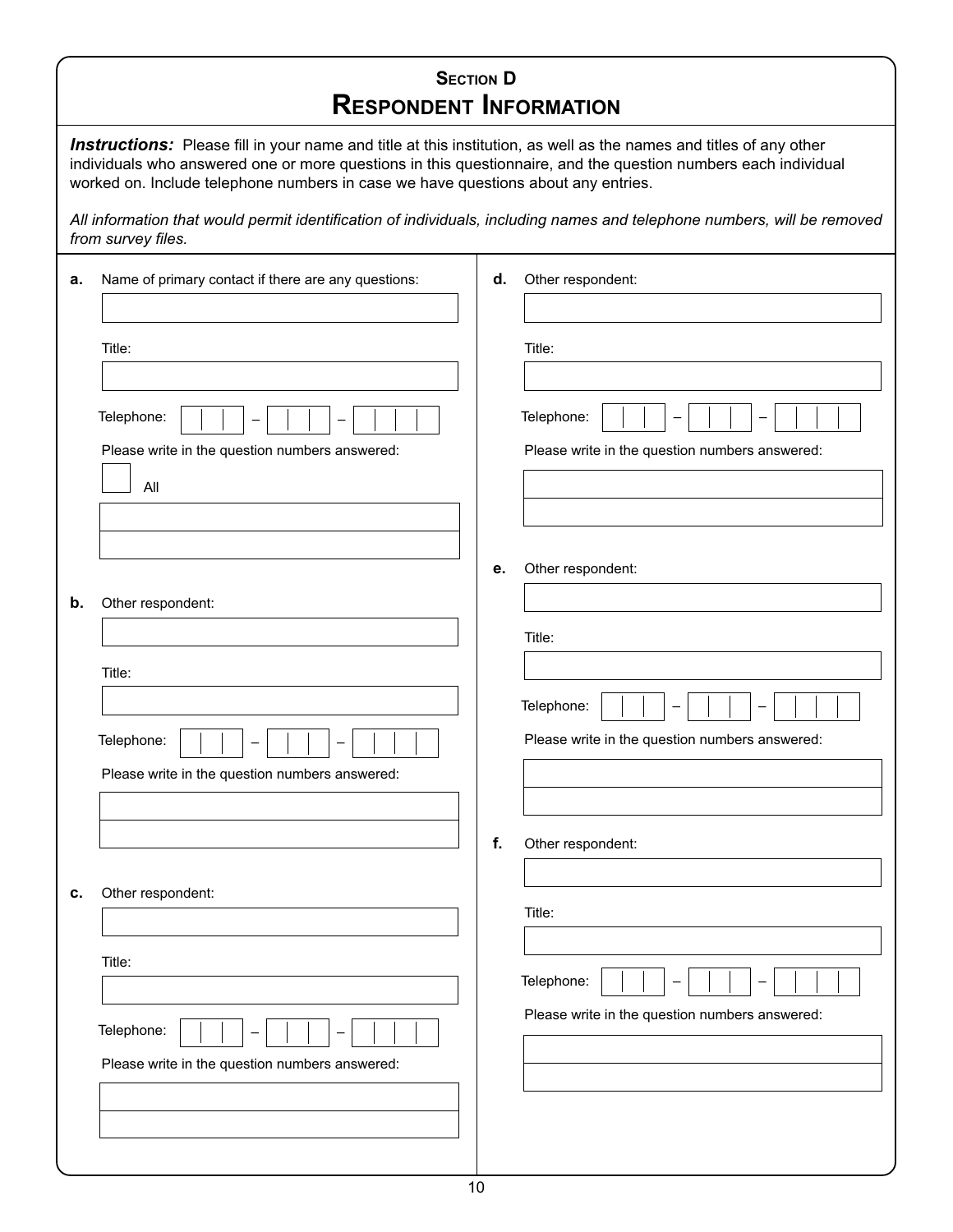## Section D
# Respondent Information

***Instructions:*** Please fill in your name and title at this institution, as well as the names and titles of any other individuals who answered one or more questions in this questionnaire, and the question numbers each individual worked on. Include telephone numbers in case we have questions about any entries.

*All information that would permit identification of individuals, including names and telephone numbers, will be removed from survey files.*

**a.** Name of primary contact if there are any questions:

Title:

Telephone: ___ – ___ – ____

Please write in the question numbers answered:

☐ All

**b.** Other respondent:

Title:

Telephone: ___ – ___ – ____

Please write in the question numbers answered:

**c.** Other respondent:

Title:

Telephone: ___ – ___ – ____

Please write in the question numbers answered:

**d.** Other respondent:

Title:

Telephone: ___ – ___ – ____

Please write in the question numbers answered:

**e.** Other respondent:

Title:

Telephone: ___ – ___ – ____

Please write in the question numbers answered:

**f.** Other respondent:

Title:

Telephone: ___ – ___ – ____

Please write in the question numbers answered: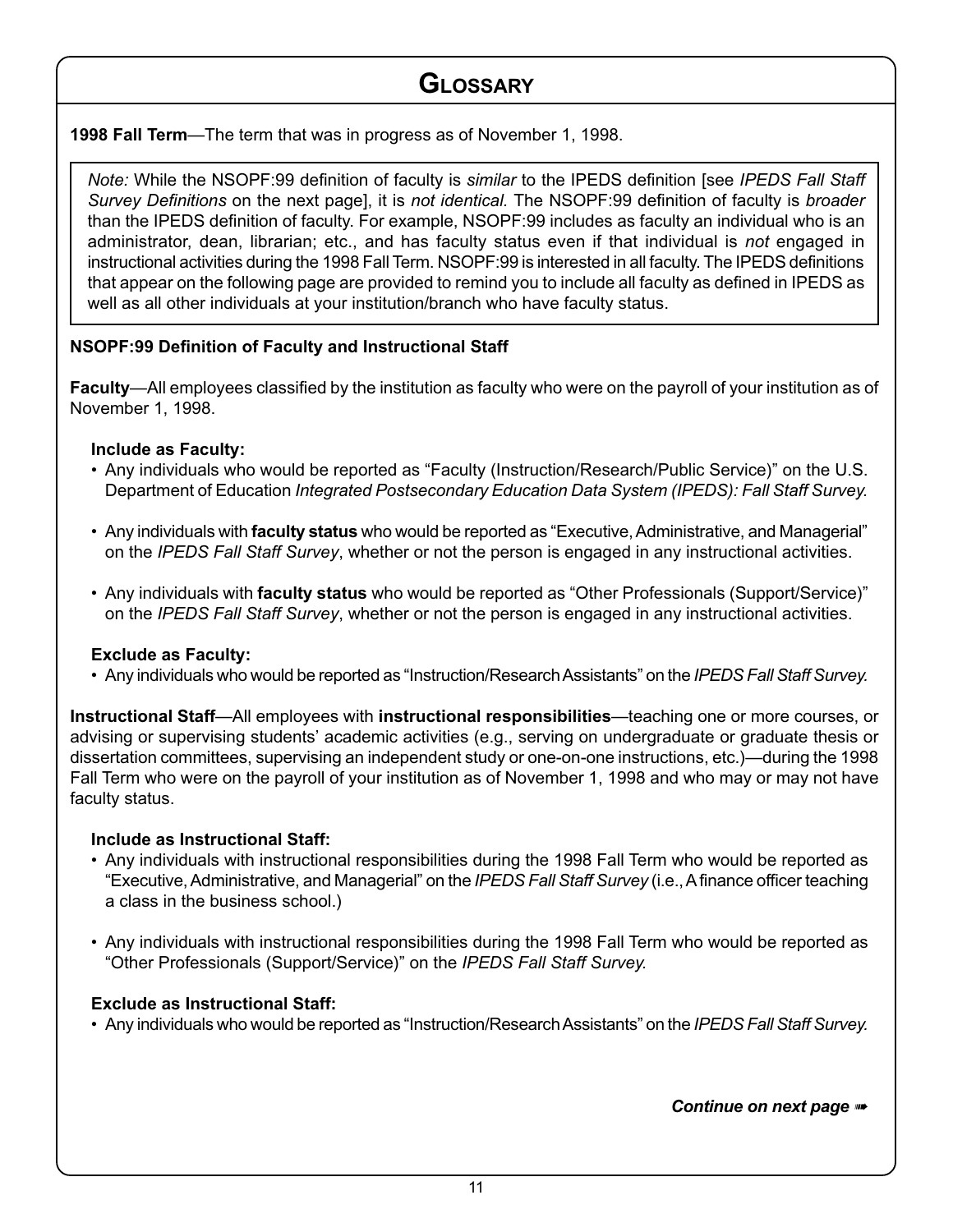# Glossary

**1998 Fall Term**—The term that was in progress as of November 1, 1998.

> *Note:* While the NSOPF:99 definition of faculty is *similar* to the IPEDS definition [see *IPEDS Fall Staff Survey Definitions* on the next page], it is *not identical.* The NSOPF:99 definition of faculty is *broader* than the IPEDS definition of faculty. For example, NSOPF:99 includes as faculty an individual who is an administrator, dean, librarian; etc., and has faculty status even if that individual is *not* engaged in instructional activities during the 1998 Fall Term. NSOPF:99 is interested in all faculty. The IPEDS definitions that appear on the following page are provided to remind you to include all faculty as defined in IPEDS as well as all other individuals at your institution/branch who have faculty status.

**NSOPF:99 Definition of Faculty and Instructional Staff**

**Faculty**—All employees classified by the institution as faculty who were on the payroll of your institution as of November 1, 1998.

**Include as Faculty:**

- Any individuals who would be reported as "Faculty (Instruction/Research/Public Service)" on the U.S. Department of Education *Integrated Postsecondary Education Data System (IPEDS): Fall Staff Survey.*
- Any individuals with **faculty status** who would be reported as "Executive, Administrative, and Managerial" on the *IPEDS Fall Staff Survey*, whether or not the person is engaged in any instructional activities.
- Any individuals with **faculty status** who would be reported as "Other Professionals (Support/Service)" on the *IPEDS Fall Staff Survey*, whether or not the person is engaged in any instructional activities.

**Exclude as Faculty:**

- Any individuals who would be reported as "Instruction/Research Assistants" on the *IPEDS Fall Staff Survey.*

**Instructional Staff**—All employees with **instructional responsibilities**—teaching one or more courses, or advising or supervising students' academic activities (e.g., serving on undergraduate or graduate thesis or dissertation committees, supervising an independent study or one-on-one instructions, etc.)—during the 1998 Fall Term who were on the payroll of your institution as of November 1, 1998 and who may or may not have faculty status.

**Include as Instructional Staff:**

- Any individuals with instructional responsibilities during the 1998 Fall Term who would be reported as "Executive, Administrative, and Managerial" on the *IPEDS Fall Staff Survey* (i.e., A finance officer teaching a class in the business school.)
- Any individuals with instructional responsibilities during the 1998 Fall Term who would be reported as "Other Professionals (Support/Service)" on the *IPEDS Fall Staff Survey.*

**Exclude as Instructional Staff:**

- Any individuals who would be reported as "Instruction/Research Assistants" on the *IPEDS Fall Staff Survey.*

***Continue on next page ➠***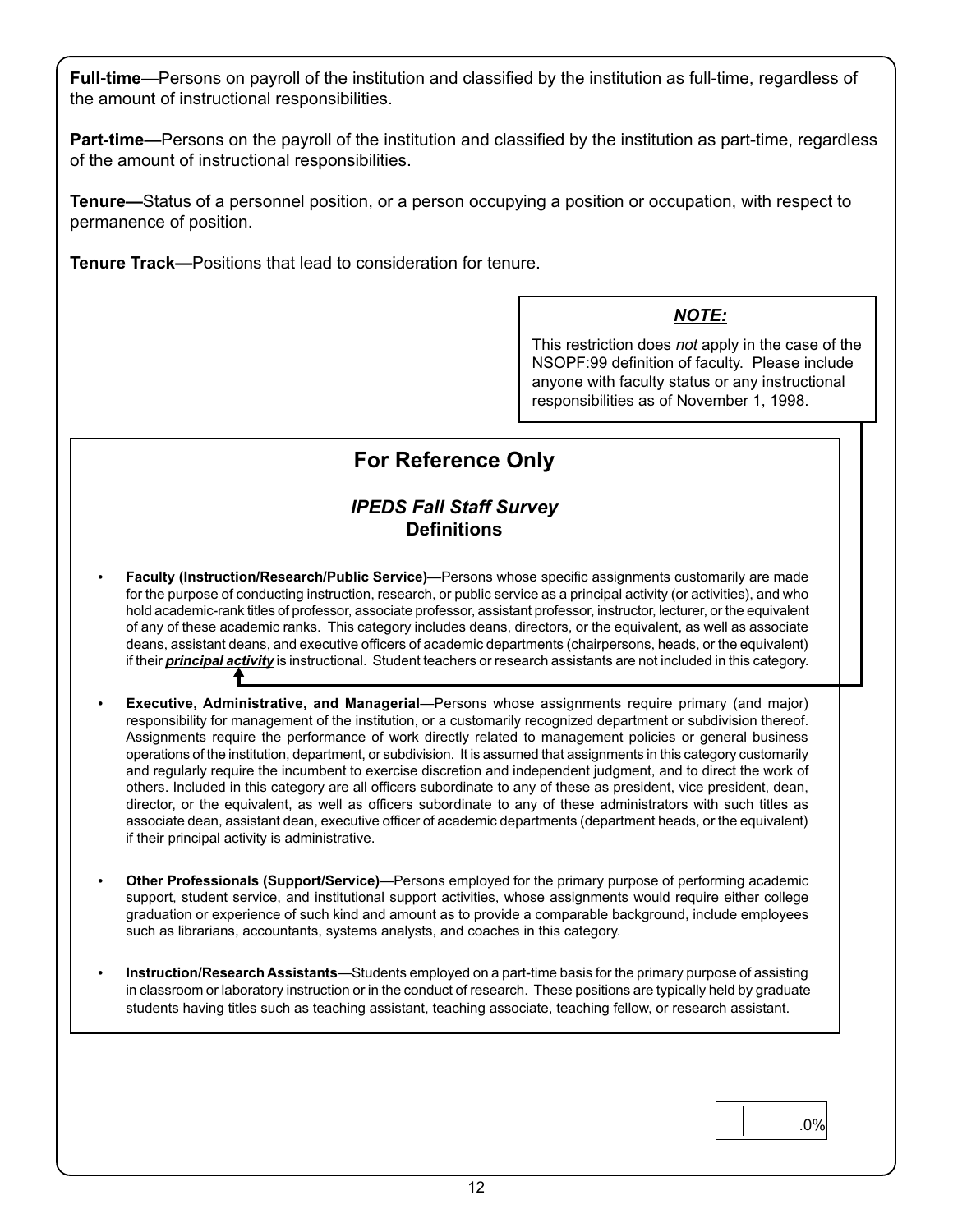**Full-time**—Persons on payroll of the institution and classified by the institution as full-time, regardless of the amount of instructional responsibilities.

**Part-time—**Persons on the payroll of the institution and classified by the institution as part-time, regardless of the amount of instructional responsibilities.

**Tenure—**Status of a personnel position, or a person occupying a position or occupation, with respect to permanence of position.

**Tenure Track—**Positions that lead to consideration for tenure.

> ***NOTE:***
>
> This restriction does *not* apply in the case of the NSOPF:99 definition of faculty. Please include anyone with faculty status or any instructional responsibilities as of November 1, 1998.

## For Reference Only

### *IPEDS Fall Staff Survey* Definitions

- **Faculty (Instruction/Research/Public Service)**—Persons whose specific assignments customarily are made for the purpose of conducting instruction, research, or public service as a principal activity (or activities), and who hold academic-rank titles of professor, associate professor, assistant professor, instructor, lecturer, or the equivalent of any of these academic ranks. This category includes deans, directors, or the equivalent, as well as associate deans, assistant deans, and executive officers of academic departments (chairpersons, heads, or the equivalent) if their ***principal activity*** is instructional. Student teachers or research assistants are not included in this category.
- **Executive, Administrative, and Managerial**—Persons whose assignments require primary (and major) responsibility for management of the institution, or a customarily recognized department or subdivision thereof. Assignments require the performance of work directly related to management policies or general business operations of the institution, department, or subdivision. It is assumed that assignments in this category customarily and regularly require the incumbent to exercise discretion and independent judgment, and to direct the work of others. Included in this category are all officers subordinate to any of these as president, vice president, dean, director, or the equivalent, as well as officers subordinate to any of these administrators with such titles as associate dean, assistant dean, executive officer of academic departments (department heads, or the equivalent) if their principal activity is administrative.
- **Other Professionals (Support/Service)**—Persons employed for the primary purpose of performing academic support, student service, and institutional support activities, whose assignments would require either college graduation or experience of such kind and amount as to provide a comparable background, include employees such as librarians, accountants, systems analysts, and coaches in this category.
- **Instruction/Research Assistants**—Students employed on a part-time basis for the primary purpose of assisting in classroom or laboratory instruction or in the conduct of research. These positions are typically held by graduate students having titles such as teaching assistant, teaching associate, teaching fellow, or research assistant.

| | | .0% |
|---|---|---|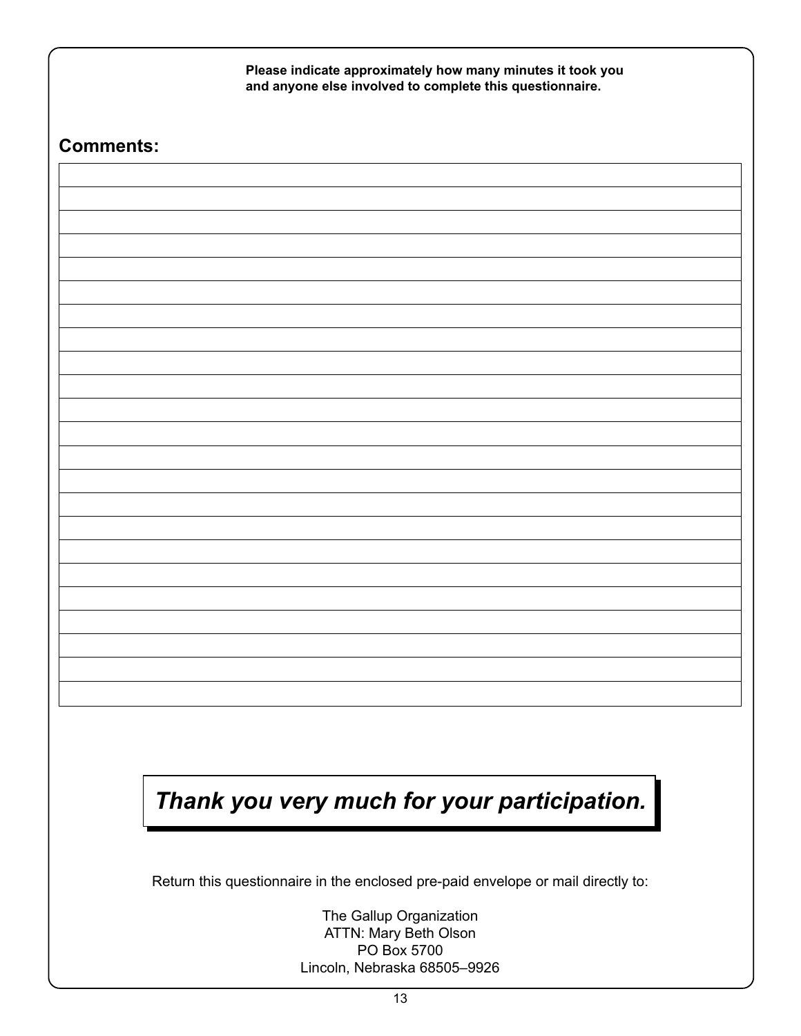**Please indicate approximately how many minutes it took you and anyone else involved to complete this questionnaire.**

## Comments:

## *Thank you very much for your participation.*

Return this questionnaire in the enclosed pre-paid envelope or mail directly to:

The Gallup Organization
ATTN: Mary Beth Olson
PO Box 5700
Lincoln, Nebraska 68505–9926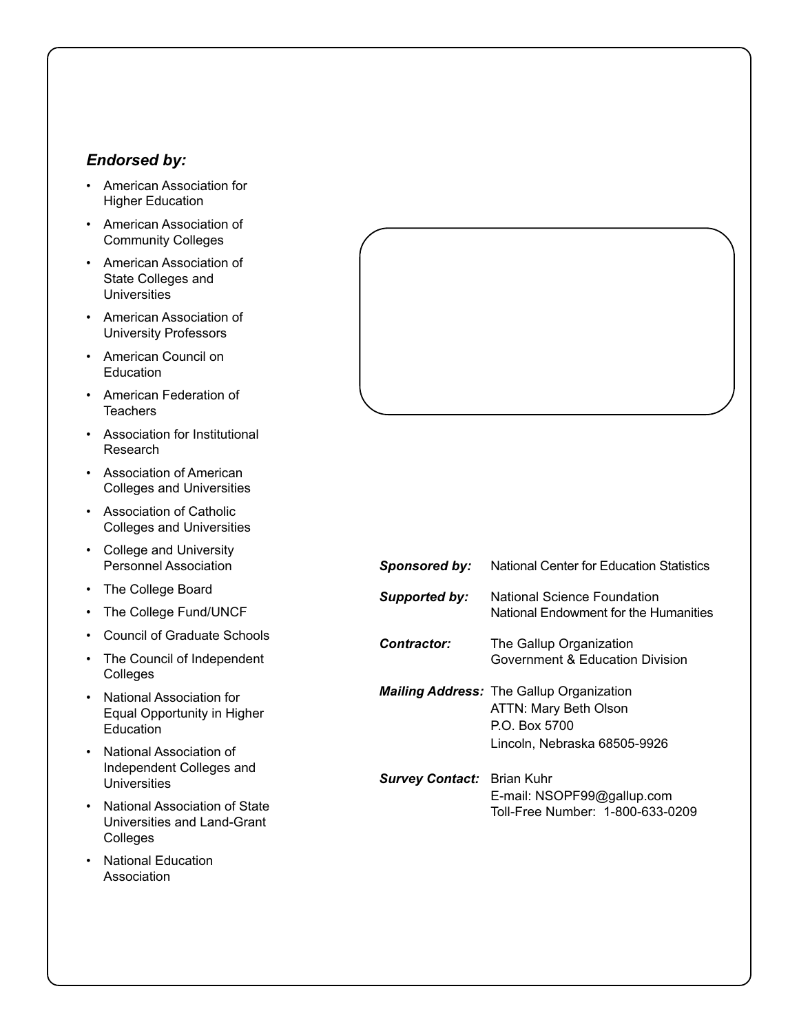***Endorsed by:***

- American Association for Higher Education
- American Association of Community Colleges
- American Association of State Colleges and Universities
- American Association of University Professors
- American Council on Education
- American Federation of Teachers
- Association for Institutional Research
- Association of American Colleges and Universities
- Association of Catholic Colleges and Universities
- College and University Personnel Association
- The College Board
- The College Fund/UNCF
- Council of Graduate Schools
- The Council of Independent Colleges
- National Association for Equal Opportunity in Higher Education
- National Association of Independent Colleges and Universities
- National Association of State Universities and Land-Grant Colleges
- National Education Association

***Sponsored by:*** National Center for Education Statistics

***Supported by:*** National Science Foundation
National Endowment for the Humanities

***Contractor:*** The Gallup Organization
Government & Education Division

***Mailing Address:*** The Gallup Organization
ATTN: Mary Beth Olson
P.O. Box 5700
Lincoln, Nebraska 68505-9926

***Survey Contact:*** Brian Kuhr
E-mail: NSOPF99@gallup.com
Toll-Free Number: 1-800-633-0209